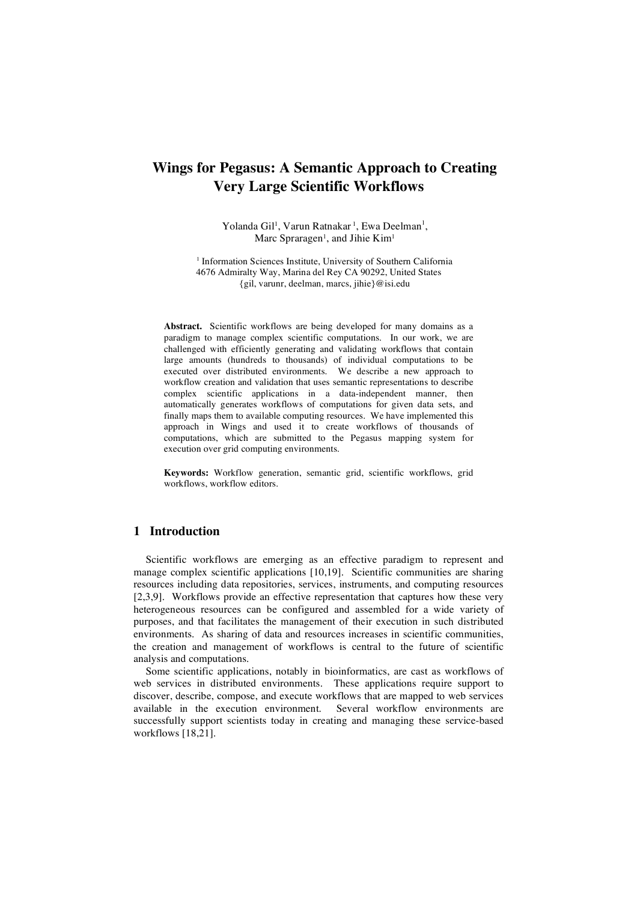# Wings for Pegasus: A Semantic Approach to Creating Very Large Scientific Workflows

Yolanda Gil[1], Varun Ratnakar [1], Ewa Deelman[1], Marc Spraragen[1], and Jihie Kim[1]

[1] Information Sciences Institute, University of Southern California
4676 Admiralty Way, Marina del Rey CA 90292, United States
{gil, varunr, deelman, marcs, jihie}@isi.edu

**Abstract.** Scientific workflows are being developed for many domains as a paradigm to manage complex scientific computations. In our work, we are challenged with efficiently generating and validating workflows that contain large amounts (hundreds to thousands) of individual computations to be executed over distributed environments. We describe a new approach to workflow creation and validation that uses semantic representations to describe complex scientific applications in a data-independent manner, then automatically generates workflows of computations for given data sets, and finally maps them to available computing resources. We have implemented this approach in Wings and used it to create workflows of thousands of computations, which are submitted to the Pegasus mapping system for execution over grid computing environments.

**Keywords:** Workflow generation, semantic grid, scientific workflows, grid workflows, workflow editors.

## 1 Introduction

Scientific workflows are emerging as an effective paradigm to represent and manage complex scientific applications [10,19]. Scientific communities are sharing resources including data repositories, services, instruments, and computing resources [2,3,9]. Workflows provide an effective representation that captures how these very heterogeneous resources can be configured and assembled for a wide variety of purposes, and that facilitates the management of their execution in such distributed environments. As sharing of data and resources increases in scientific communities, the creation and management of workflows is central to the future of scientific analysis and computations.

Some scientific applications, notably in bioinformatics, are cast as workflows of web services in distributed environments. These applications require support to discover, describe, compose, and execute workflows that are mapped to web services available in the execution environment. Several workflow environments are successfully support scientists today in creating and managing these service-based workflows [18,21].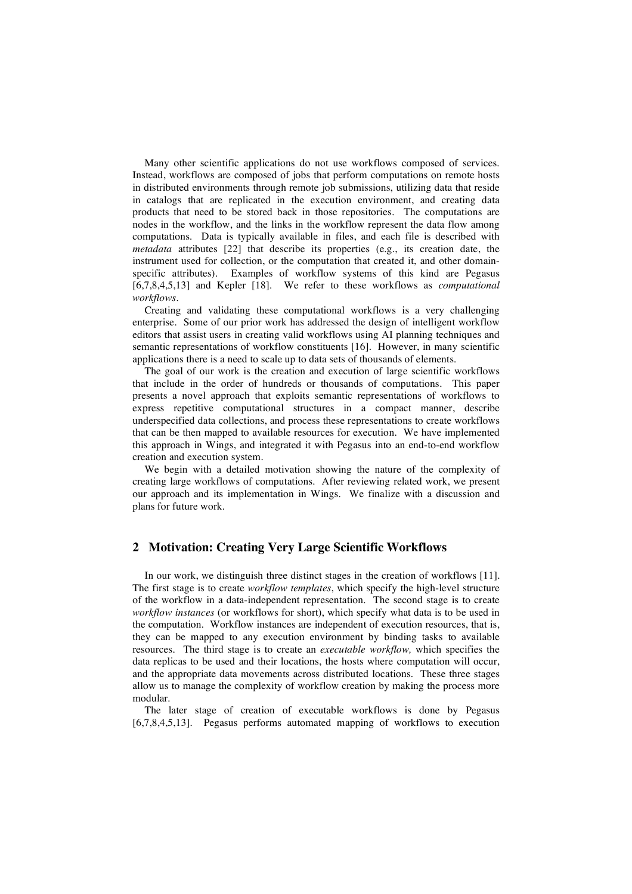Many other scientific applications do not use workflows composed of services. Instead, workflows are composed of jobs that perform computations on remote hosts in distributed environments through remote job submissions, utilizing data that reside in catalogs that are replicated in the execution environment, and creating data products that need to be stored back in those repositories. The computations are nodes in the workflow, and the links in the workflow represent the data flow among computations. Data is typically available in files, and each file is described with *metadata* attributes [22] that describe its properties (e.g., its creation date, the instrument used for collection, or the computation that created it, and other domain-specific attributes). Examples of workflow systems of this kind are Pegasus [6,7,8,4,5,13] and Kepler [18]. We refer to these workflows as *computational workflows*.

Creating and validating these computational workflows is a very challenging enterprise. Some of our prior work has addressed the design of intelligent workflow editors that assist users in creating valid workflows using AI planning techniques and semantic representations of workflow constituents [16]. However, in many scientific applications there is a need to scale up to data sets of thousands of elements.

The goal of our work is the creation and execution of large scientific workflows that include in the order of hundreds or thousands of computations. This paper presents a novel approach that exploits semantic representations of workflows to express repetitive computational structures in a compact manner, describe underspecified data collections, and process these representations to create workflows that can be then mapped to available resources for execution. We have implemented this approach in Wings, and integrated it with Pegasus into an end-to-end workflow creation and execution system.

We begin with a detailed motivation showing the nature of the complexity of creating large workflows of computations. After reviewing related work, we present our approach and its implementation in Wings. We finalize with a discussion and plans for future work.

## 2 Motivation: Creating Very Large Scientific Workflows

In our work, we distinguish three distinct stages in the creation of workflows [11]. The first stage is to create *workflow templates*, which specify the high-level structure of the workflow in a data-independent representation. The second stage is to create *workflow instances* (or workflows for short), which specify what data is to be used in the computation. Workflow instances are independent of execution resources, that is, they can be mapped to any execution environment by binding tasks to available resources. The third stage is to create an *executable workflow,* which specifies the data replicas to be used and their locations, the hosts where computation will occur, and the appropriate data movements across distributed locations. These three stages allow us to manage the complexity of workflow creation by making the process more modular.

The later stage of creation of executable workflows is done by Pegasus [6,7,8,4,5,13]. Pegasus performs automated mapping of workflows to execution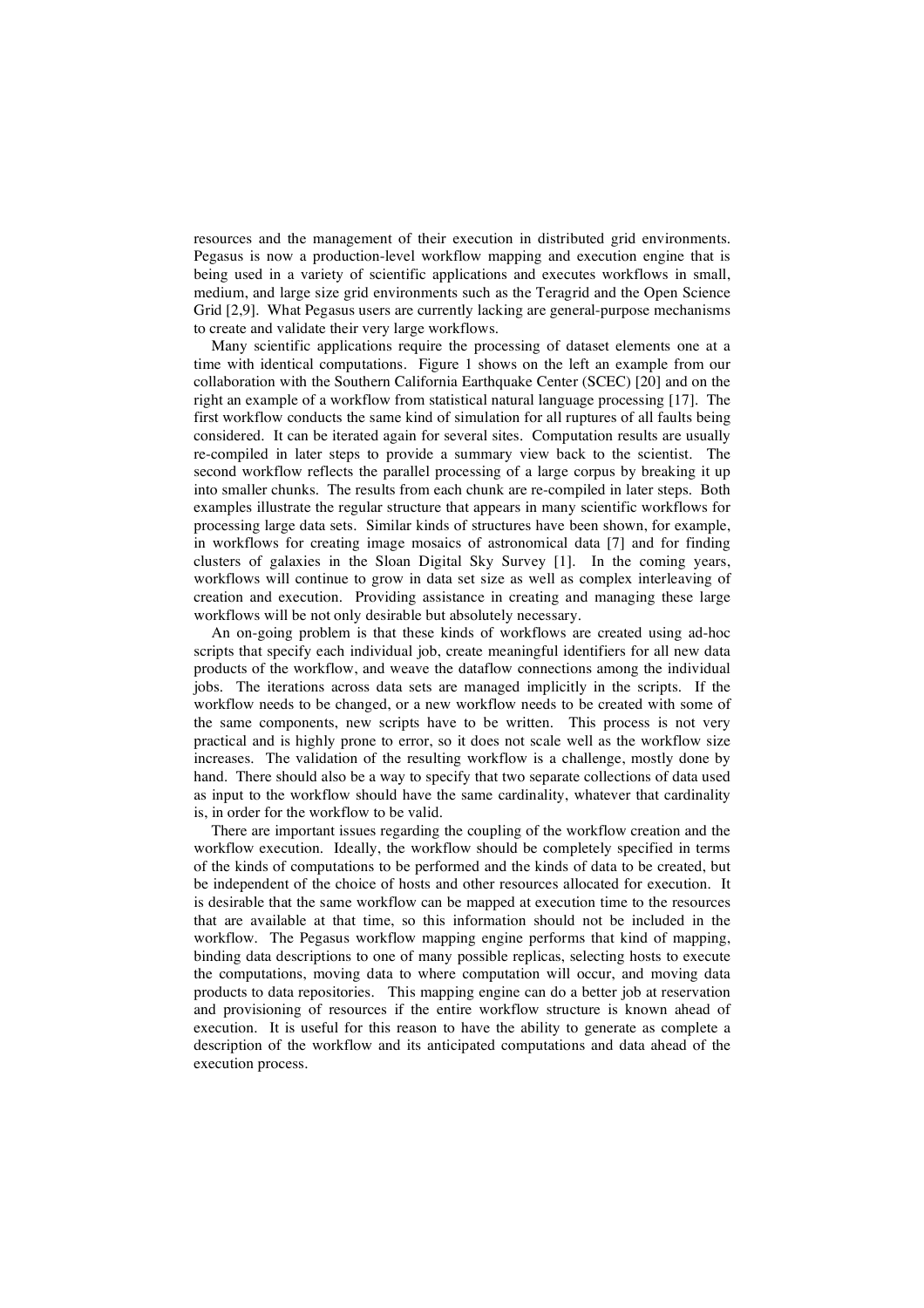resources and the management of their execution in distributed grid environments. Pegasus is now a production-level workflow mapping and execution engine that is being used in a variety of scientific applications and executes workflows in small, medium, and large size grid environments such as the Teragrid and the Open Science Grid [2,9]. What Pegasus users are currently lacking are general-purpose mechanisms to create and validate their very large workflows.

Many scientific applications require the processing of dataset elements one at a time with identical computations. Figure 1 shows on the left an example from our collaboration with the Southern California Earthquake Center (SCEC) [20] and on the right an example of a workflow from statistical natural language processing [17]. The first workflow conducts the same kind of simulation for all ruptures of all faults being considered. It can be iterated again for several sites. Computation results are usually re-compiled in later steps to provide a summary view back to the scientist. The second workflow reflects the parallel processing of a large corpus by breaking it up into smaller chunks. The results from each chunk are re-compiled in later steps. Both examples illustrate the regular structure that appears in many scientific workflows for processing large data sets. Similar kinds of structures have been shown, for example, in workflows for creating image mosaics of astronomical data [7] and for finding clusters of galaxies in the Sloan Digital Sky Survey [1]. In the coming years, workflows will continue to grow in data set size as well as complex interleaving of creation and execution. Providing assistance in creating and managing these large workflows will be not only desirable but absolutely necessary.

An on-going problem is that these kinds of workflows are created using ad-hoc scripts that specify each individual job, create meaningful identifiers for all new data products of the workflow, and weave the dataflow connections among the individual jobs. The iterations across data sets are managed implicitly in the scripts. If the workflow needs to be changed, or a new workflow needs to be created with some of the same components, new scripts have to be written. This process is not very practical and is highly prone to error, so it does not scale well as the workflow size increases. The validation of the resulting workflow is a challenge, mostly done by hand. There should also be a way to specify that two separate collections of data used as input to the workflow should have the same cardinality, whatever that cardinality is, in order for the workflow to be valid.

There are important issues regarding the coupling of the workflow creation and the workflow execution. Ideally, the workflow should be completely specified in terms of the kinds of computations to be performed and the kinds of data to be created, but be independent of the choice of hosts and other resources allocated for execution. It is desirable that the same workflow can be mapped at execution time to the resources that are available at that time, so this information should not be included in the workflow. The Pegasus workflow mapping engine performs that kind of mapping, binding data descriptions to one of many possible replicas, selecting hosts to execute the computations, moving data to where computation will occur, and moving data products to data repositories. This mapping engine can do a better job at reservation and provisioning of resources if the entire workflow structure is known ahead of execution. It is useful for this reason to have the ability to generate as complete a description of the workflow and its anticipated computations and data ahead of the execution process.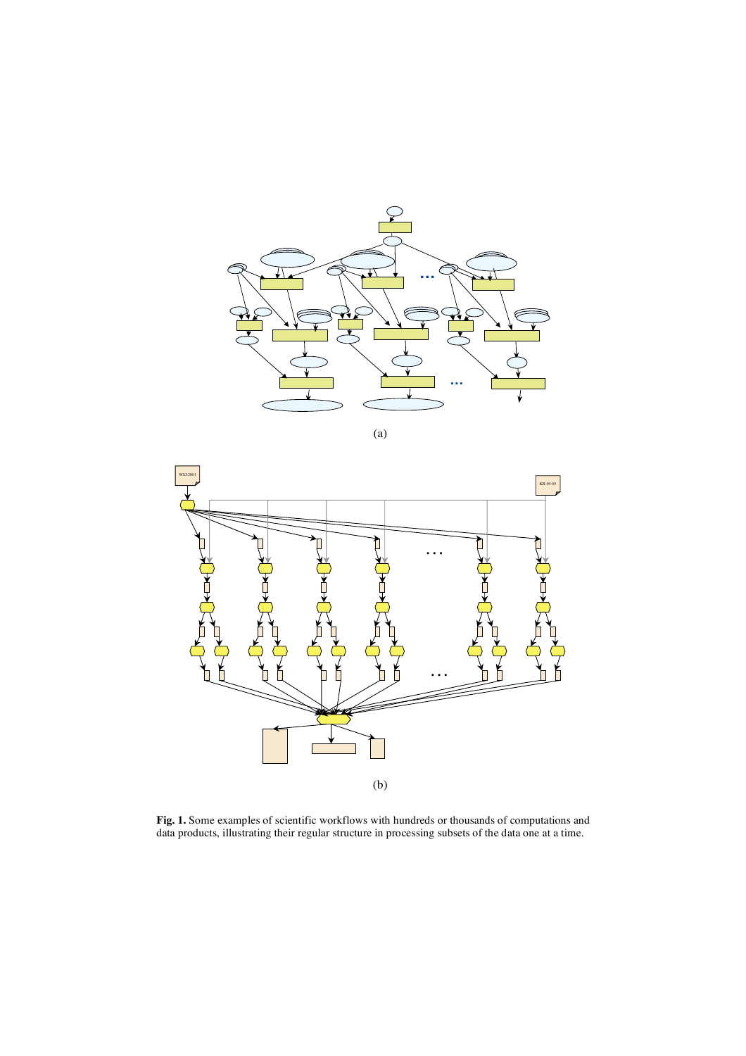(a)

(b)

**Fig. 1.** Some examples of scientific workflows with hundreds or thousands of computations and data products, illustrating their regular structure in processing subsets of the data one at a time.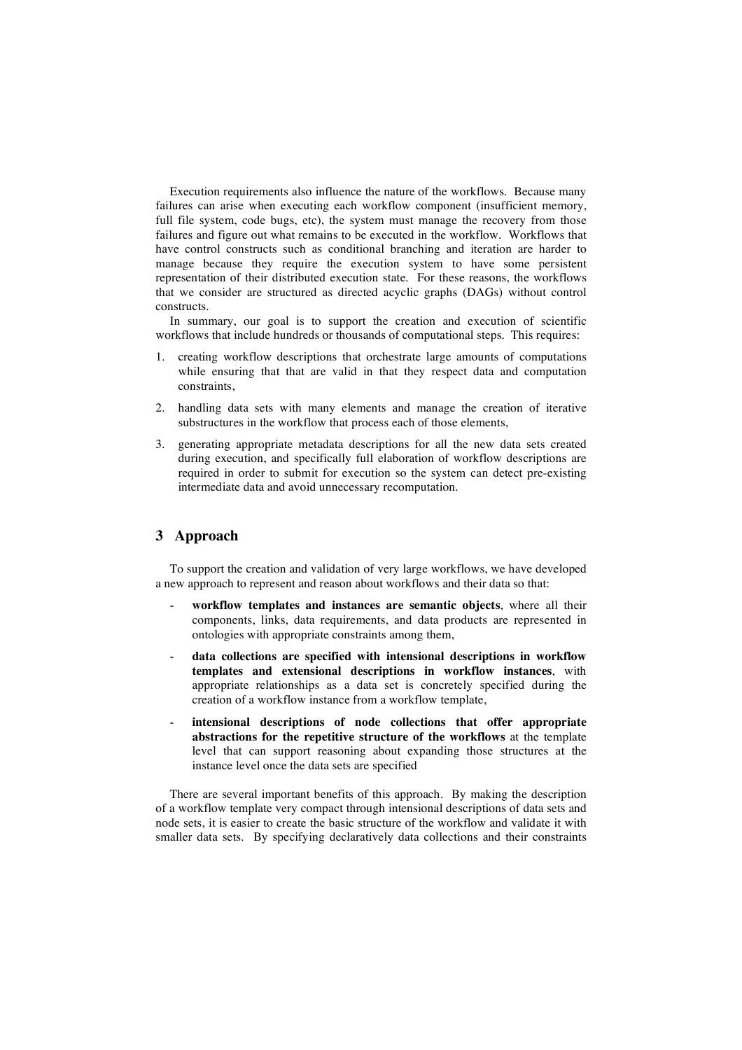Execution requirements also influence the nature of the workflows. Because many failures can arise when executing each workflow component (insufficient memory, full file system, code bugs, etc), the system must manage the recovery from those failures and figure out what remains to be executed in the workflow. Workflows that have control constructs such as conditional branching and iteration are harder to manage because they require the execution system to have some persistent representation of their distributed execution state. For these reasons, the workflows that we consider are structured as directed acyclic graphs (DAGs) without control constructs.

In summary, our goal is to support the creation and execution of scientific workflows that include hundreds or thousands of computational steps. This requires:

1. creating workflow descriptions that orchestrate large amounts of computations while ensuring that that are valid in that they respect data and computation constraints,
2. handling data sets with many elements and manage the creation of iterative substructures in the workflow that process each of those elements,
3. generating appropriate metadata descriptions for all the new data sets created during execution, and specifically full elaboration of workflow descriptions are required in order to submit for execution so the system can detect pre-existing intermediate data and avoid unnecessary recomputation.

## 3 Approach

To support the creation and validation of very large workflows, we have developed a new approach to represent and reason about workflows and their data so that:

- **workflow templates and instances are semantic objects**, where all their components, links, data requirements, and data products are represented in ontologies with appropriate constraints among them,
- **data collections are specified with intensional descriptions in workflow templates and extensional descriptions in workflow instances**, with appropriate relationships as a data set is concretely specified during the creation of a workflow instance from a workflow template,
- **intensional descriptions of node collections that offer appropriate abstractions for the repetitive structure of the workflows** at the template level that can support reasoning about expanding those structures at the instance level once the data sets are specified

There are several important benefits of this approach. By making the description of a workflow template very compact through intensional descriptions of data sets and node sets, it is easier to create the basic structure of the workflow and validate it with smaller data sets. By specifying declaratively data collections and their constraints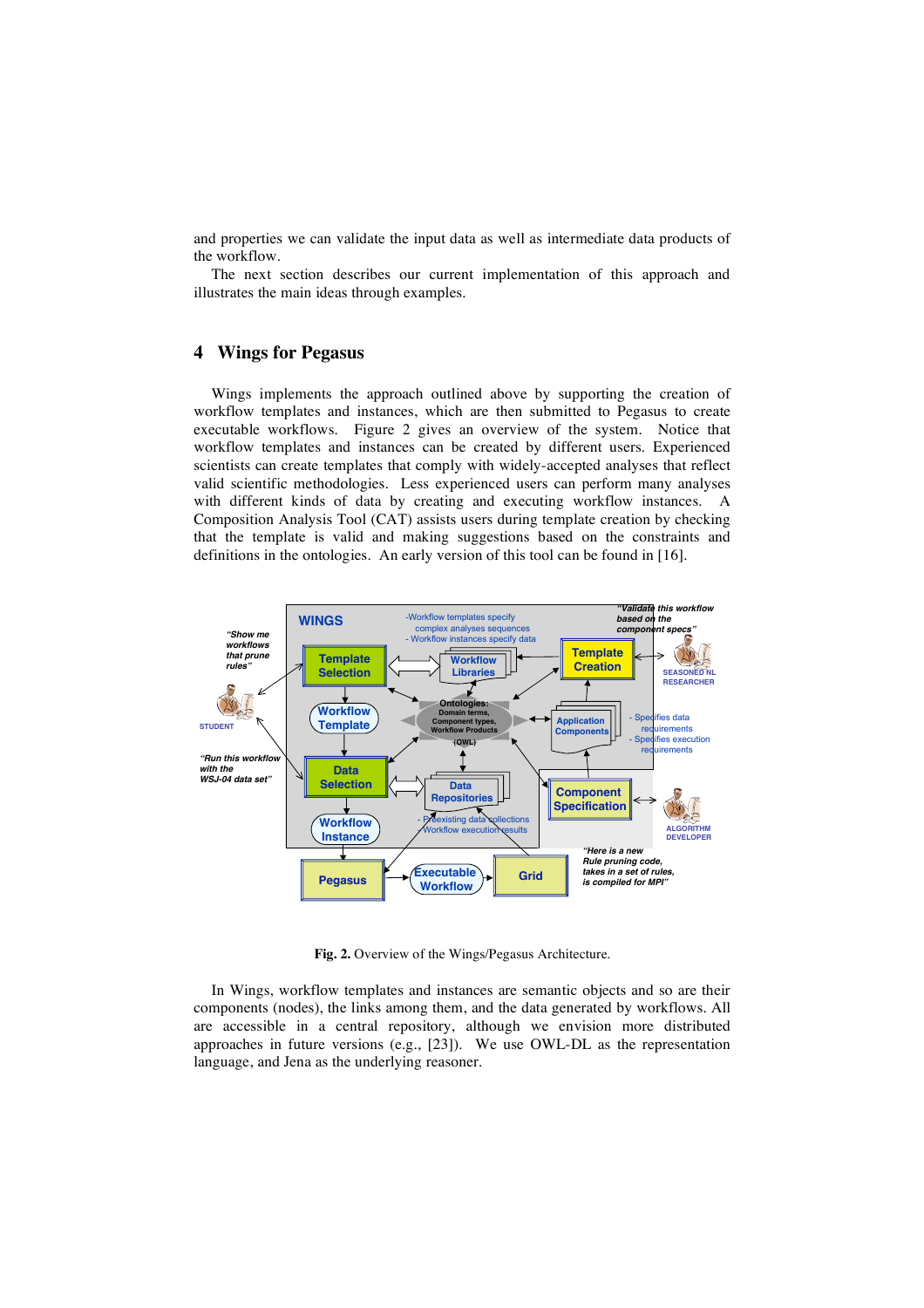and properties we can validate the input data as well as intermediate data products of the workflow.

The next section describes our current implementation of this approach and illustrates the main ideas through examples.

## 4 Wings for Pegasus

Wings implements the approach outlined above by supporting the creation of workflow templates and instances, which are then submitted to Pegasus to create executable workflows. Figure 2 gives an overview of the system. Notice that workflow templates and instances can be created by different users. Experienced scientists can create templates that comply with widely-accepted analyses that reflect valid scientific methodologies. Less experienced users can perform many analyses with different kinds of data by creating and executing workflow instances. A Composition Analysis Tool (CAT) assists users during template creation by checking that the template is valid and making suggestions based on the constraints and definitions in the ontologies. An early version of this tool can be found in [16].

**Fig. 2.** Overview of the Wings/Pegasus Architecture.

In Wings, workflow templates and instances are semantic objects and so are their components (nodes), the links among them, and the data generated by workflows. All are accessible in a central repository, although we envision more distributed approaches in future versions (e.g., [23]). We use OWL-DL as the representation language, and Jena as the underlying reasoner.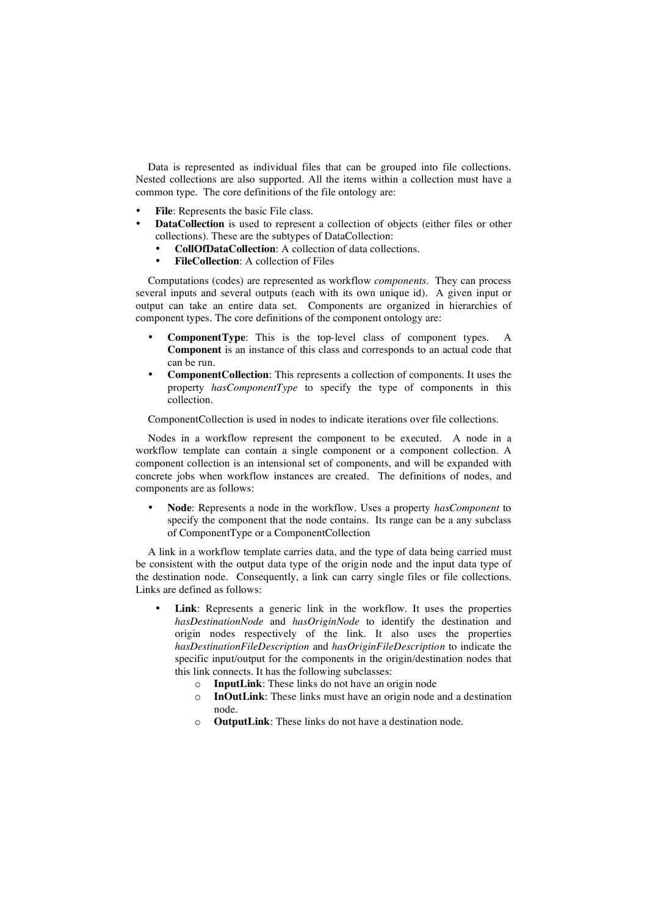Data is represented as individual files that can be grouped into file collections. Nested collections are also supported. All the items within a collection must have a common type. The core definitions of the file ontology are:

- **File**: Represents the basic File class.
- **DataCollection** is used to represent a collection of objects (either files or other collections). These are the subtypes of DataCollection:
  - **CollOfDataCollection**: A collection of data collections.
  - **FileCollection**: A collection of Files

Computations (codes) are represented as workflow *components*. They can process several inputs and several outputs (each with its own unique id). A given input or output can take an entire data set. Components are organized in hierarchies of component types. The core definitions of the component ontology are:

- **ComponentType**: This is the top-level class of component types. A **Component** is an instance of this class and corresponds to an actual code that can be run.
- **ComponentCollection**: This represents a collection of components. It uses the property *hasComponentType* to specify the type of components in this collection.

ComponentCollection is used in nodes to indicate iterations over file collections.

Nodes in a workflow represent the component to be executed. A node in a workflow template can contain a single component or a component collection. A component collection is an intensional set of components, and will be expanded with concrete jobs when workflow instances are created. The definitions of nodes, and components are as follows:

- **Node**: Represents a node in the workflow. Uses a property *hasComponent* to specify the component that the node contains. Its range can be a any subclass of ComponentType or a ComponentCollection

A link in a workflow template carries data, and the type of data being carried must be consistent with the output data type of the origin node and the input data type of the destination node. Consequently, a link can carry single files or file collections. Links are defined as follows:

- **Link**: Represents a generic link in the workflow. It uses the properties *hasDestinationNode* and *hasOriginNode* to identify the destination and origin nodes respectively of the link. It also uses the properties *hasDestinationFileDescription* and *hasOriginFileDescription* to indicate the specific input/output for the components in the origin/destination nodes that this link connects. It has the following subclasses:
  - **InputLink**: These links do not have an origin node
  - **InOutLink**: These links must have an origin node and a destination node.
  - **OutputLink**: These links do not have a destination node.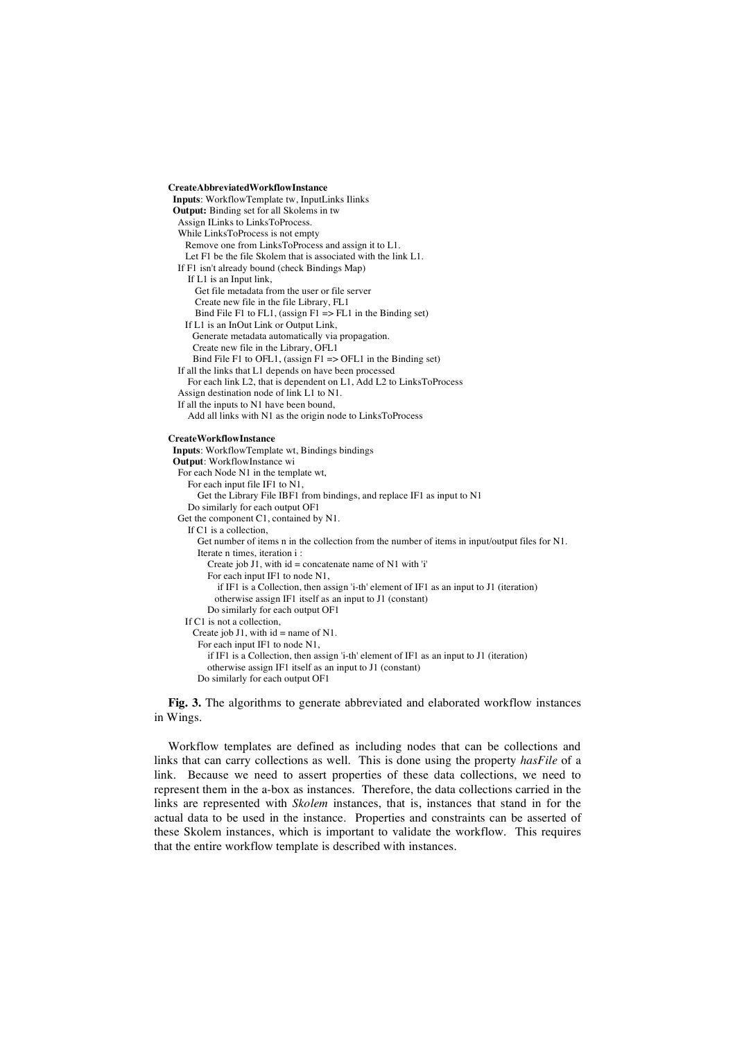```
CreateAbbreviatedWorkflowInstance
 Inputs: WorkflowTemplate tw, InputLinks Ilinks
 Output: Binding set for all Skolems in tw
  Assign ILinks to LinksToProcess.
  While LinksToProcess is not empty
    Remove one from LinksToProcess and assign it to L1.
    Let F1 be the file Skolem that is associated with the link L1.
  If F1 isn't already bound (check Bindings Map)
    If L1 is an Input link,
      Get file metadata from the user or file server
      Create new file in the file Library, FL1
      Bind File F1 to FL1, (assign F1 => FL1 in the Binding set)
   If L1 is an InOut Link or Output Link,
     Generate metadata automatically via propagation.
     Create new file in the Library, OFL1
     Bind File F1 to OFL1, (assign F1 => OFL1 in the Binding set)
  If all the links that L1 depends on have been processed
    For each link L2, that is dependent on L1, Add L2 to LinksToProcess
  Assign destination node of link L1 to N1.
  If all the inputs to N1 have been bound,
    Add all links with N1 as the origin node to LinksToProcess

CreateWorkflowInstance
 Inputs: WorkflowTemplate wt, Bindings bindings
 Output: WorkflowInstance wi
  For each Node N1 in the template wt,
    For each input file IF1 to N1,
      Get the Library File IBF1 from bindings, and replace IF1 as input to N1
    Do similarly for each output OF1
  Get the component C1, contained by N1.
    If C1 is a collection,
      Get number of items n in the collection from the number of items in input/output files for N1.
      Iterate n times, iteration i :
        Create job J1, with id = concatenate name of N1 with 'i'
        For each input IF1 to node N1,
          if IF1 is a Collection, then assign 'i-th' element of IF1 as an input to J1 (iteration)
          otherwise assign IF1 itself as an input to J1 (constant)
        Do similarly for each output OF1
   If C1 is not a collection,
     Create job J1, with id = name of N1.
      For each input IF1 to node N1,
        if IF1 is a Collection, then assign 'i-th' element of IF1 as an input to J1 (iteration)
        otherwise assign IF1 itself as an input to J1 (constant)
      Do similarly for each output OF1
```

**Fig. 3.** The algorithms to generate abbreviated and elaborated workflow instances in Wings.

Workflow templates are defined as including nodes that can be collections and links that can carry collections as well. This is done using the property *hasFile* of a link. Because we need to assert properties of these data collections, we need to represent them in the a-box as instances. Therefore, the data collections carried in the links are represented with *Skolem* instances, that is, instances that stand in for the actual data to be used in the instance. Properties and constraints can be asserted of these Skolem instances, which is important to validate the workflow. This requires that the entire workflow template is described with instances.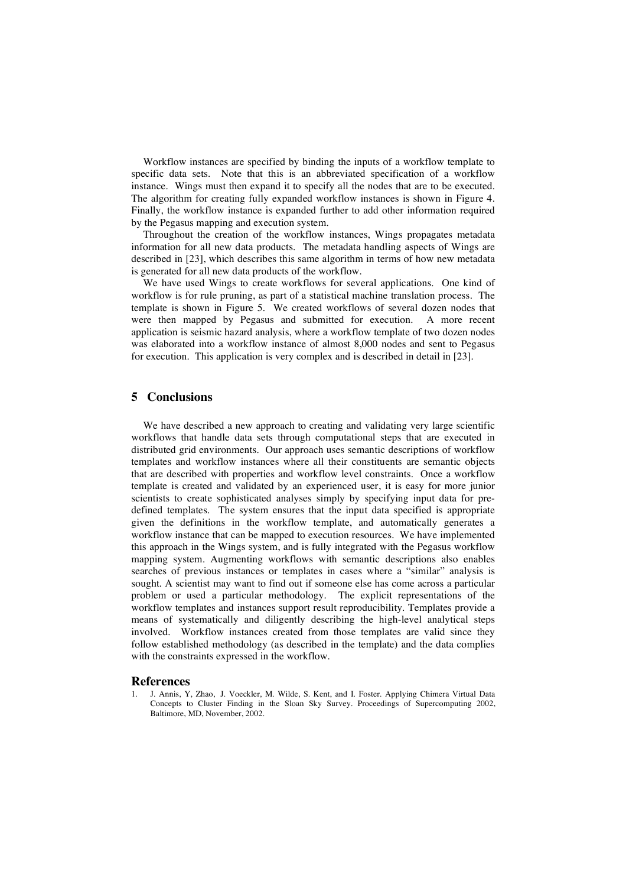Workflow instances are specified by binding the inputs of a workflow template to specific data sets. Note that this is an abbreviated specification of a workflow instance. Wings must then expand it to specify all the nodes that are to be executed. The algorithm for creating fully expanded workflow instances is shown in Figure 4. Finally, the workflow instance is expanded further to add other information required by the Pegasus mapping and execution system.

Throughout the creation of the workflow instances, Wings propagates metadata information for all new data products. The metadata handling aspects of Wings are described in [23], which describes this same algorithm in terms of how new metadata is generated for all new data products of the workflow.

We have used Wings to create workflows for several applications. One kind of workflow is for rule pruning, as part of a statistical machine translation process. The template is shown in Figure 5. We created workflows of several dozen nodes that were then mapped by Pegasus and submitted for execution. A more recent application is seismic hazard analysis, where a workflow template of two dozen nodes was elaborated into a workflow instance of almost 8,000 nodes and sent to Pegasus for execution. This application is very complex and is described in detail in [23].

## 5 Conclusions

We have described a new approach to creating and validating very large scientific workflows that handle data sets through computational steps that are executed in distributed grid environments. Our approach uses semantic descriptions of workflow templates and workflow instances where all their constituents are semantic objects that are described with properties and workflow level constraints. Once a workflow template is created and validated by an experienced user, it is easy for more junior scientists to create sophisticated analyses simply by specifying input data for pre-defined templates. The system ensures that the input data specified is appropriate given the definitions in the workflow template, and automatically generates a workflow instance that can be mapped to execution resources. We have implemented this approach in the Wings system, and is fully integrated with the Pegasus workflow mapping system. Augmenting workflows with semantic descriptions also enables searches of previous instances or templates in cases where a "similar" analysis is sought. A scientist may want to find out if someone else has come across a particular problem or used a particular methodology. The explicit representations of the workflow templates and instances support result reproducibility. Templates provide a means of systematically and diligently describing the high-level analytical steps involved. Workflow instances created from those templates are valid since they follow established methodology (as described in the template) and the data complies with the constraints expressed in the workflow.

## References

1. J. Annis, Y, Zhao, J. Voeckler, M. Wilde, S. Kent, and I. Foster. Applying Chimera Virtual Data Concepts to Cluster Finding in the Sloan Sky Survey. Proceedings of Supercomputing 2002, Baltimore, MD, November, 2002.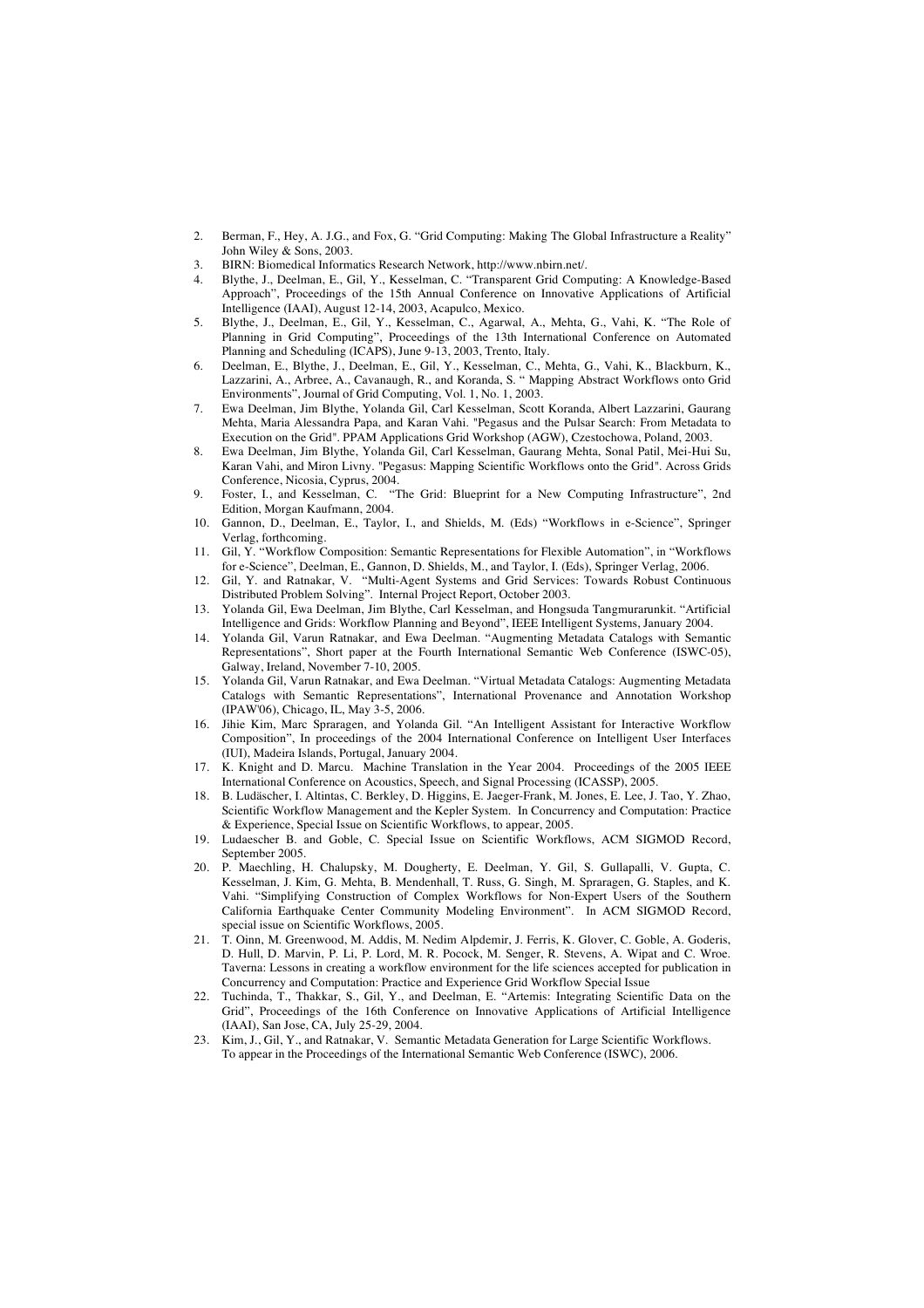2. Berman, F., Hey, A. J.G., and Fox, G. "Grid Computing: Making The Global Infrastructure a Reality" John Wiley & Sons, 2003.
3. BIRN: Biomedical Informatics Research Network, http://www.nbirn.net/.
4. Blythe, J., Deelman, E., Gil, Y., Kesselman, C. "Transparent Grid Computing: A Knowledge-Based Approach", Proceedings of the 15th Annual Conference on Innovative Applications of Artificial Intelligence (IAAI), August 12-14, 2003, Acapulco, Mexico.
5. Blythe, J., Deelman, E., Gil, Y., Kesselman, C., Agarwal, A., Mehta, G., Vahi, K. "The Role of Planning in Grid Computing", Proceedings of the 13th International Conference on Automated Planning and Scheduling (ICAPS), June 9-13, 2003, Trento, Italy.
6. Deelman, E., Blythe, J., Deelman, E., Gil, Y., Kesselman, C., Mehta, G., Vahi, K., Blackburn, K., Lazzarini, A., Arbree, A., Cavanaugh, R., and Koranda, S. " Mapping Abstract Workflows onto Grid Environments", Journal of Grid Computing, Vol. 1, No. 1, 2003.
7. Ewa Deelman, Jim Blythe, Yolanda Gil, Carl Kesselman, Scott Koranda, Albert Lazzarini, Gaurang Mehta, Maria Alessandra Papa, and Karan Vahi. "Pegasus and the Pulsar Search: From Metadata to Execution on the Grid". PPAM Applications Grid Workshop (AGW), Czestochowa, Poland, 2003.
8. Ewa Deelman, Jim Blythe, Yolanda Gil, Carl Kesselman, Gaurang Mehta, Sonal Patil, Mei-Hui Su, Karan Vahi, and Miron Livny. "Pegasus: Mapping Scientific Workflows onto the Grid". Across Grids Conference, Nicosia, Cyprus, 2004.
9. Foster, I., and Kesselman, C. "The Grid: Blueprint for a New Computing Infrastructure", 2nd Edition, Morgan Kaufmann, 2004.
10. Gannon, D., Deelman, E., Taylor, I., and Shields, M. (Eds) "Workflows in e-Science", Springer Verlag, forthcoming.
11. Gil, Y. "Workflow Composition: Semantic Representations for Flexible Automation", in "Workflows for e-Science", Deelman, E., Gannon, D. Shields, M., and Taylor, I. (Eds), Springer Verlag, 2006.
12. Gil, Y. and Ratnakar, V. "Multi-Agent Systems and Grid Services: Towards Robust Continuous Distributed Problem Solving". Internal Project Report, October 2003.
13. Yolanda Gil, Ewa Deelman, Jim Blythe, Carl Kesselman, and Hongsuda Tangmurarunkit. "Artificial Intelligence and Grids: Workflow Planning and Beyond", IEEE Intelligent Systems, January 2004.
14. Yolanda Gil, Varun Ratnakar, and Ewa Deelman. "Augmenting Metadata Catalogs with Semantic Representations", Short paper at the Fourth International Semantic Web Conference (ISWC-05), Galway, Ireland, November 7-10, 2005.
15. Yolanda Gil, Varun Ratnakar, and Ewa Deelman. "Virtual Metadata Catalogs: Augmenting Metadata Catalogs with Semantic Representations", International Provenance and Annotation Workshop (IPAW'06), Chicago, IL, May 3-5, 2006.
16. Jihie Kim, Marc Spraragen, and Yolanda Gil. "An Intelligent Assistant for Interactive Workflow Composition", In proceedings of the 2004 International Conference on Intelligent User Interfaces (IUI), Madeira Islands, Portugal, January 2004.
17. K. Knight and D. Marcu. Machine Translation in the Year 2004. Proceedings of the 2005 IEEE International Conference on Acoustics, Speech, and Signal Processing (ICASSP), 2005.
18. B. Ludäscher, I. Altintas, C. Berkley, D. Higgins, E. Jaeger-Frank, M. Jones, E. Lee, J. Tao, Y. Zhao, Scientific Workflow Management and the Kepler System. In Concurrency and Computation: Practice & Experience, Special Issue on Scientific Workflows, to appear, 2005.
19. Ludaescher B. and Goble, C. Special Issue on Scientific Workflows, ACM SIGMOD Record, September 2005.
20. P. Maechling, H. Chalupsky, M. Dougherty, E. Deelman, Y. Gil, S. Gullapalli, V. Gupta, C. Kesselman, J. Kim, G. Mehta, B. Mendenhall, T. Russ, G. Singh, M. Spraragen, G. Staples, and K. Vahi. "Simplifying Construction of Complex Workflows for Non-Expert Users of the Southern California Earthquake Center Community Modeling Environment". In ACM SIGMOD Record, special issue on Scientific Workflows, 2005.
21. T. Oinn, M. Greenwood, M. Addis, M. Nedim Alpdemir, J. Ferris, K. Glover, C. Goble, A. Goderis, D. Hull, D. Marvin, P. Li, P. Lord, M. R. Pocock, M. Senger, R. Stevens, A. Wipat and C. Wroe. Taverna: Lessons in creating a workflow environment for the life sciences accepted for publication in Concurrency and Computation: Practice and Experience Grid Workflow Special Issue
22. Tuchinda, T., Thakkar, S., Gil, Y., and Deelman, E. "Artemis: Integrating Scientific Data on the Grid", Proceedings of the 16th Conference on Innovative Applications of Artificial Intelligence (IAAI), San Jose, CA, July 25-29, 2004.
23. Kim, J., Gil, Y., and Ratnakar, V. Semantic Metadata Generation for Large Scientific Workflows. To appear in the Proceedings of the International Semantic Web Conference (ISWC), 2006.